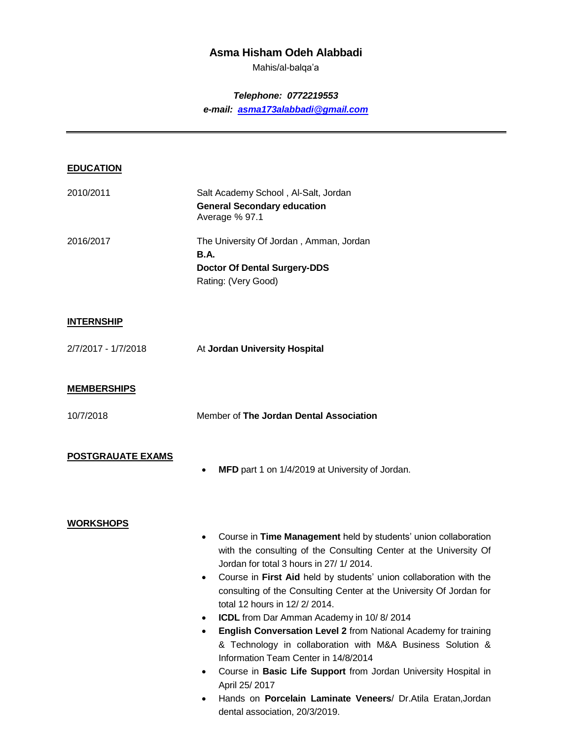# Asma Hisham Odeh Alabbadi

Mahis/al-balqa'a

***Telephone: 0772219553***

***e-mail: [asma173alabbadi@gmail.com](mailto:asma173alabbadi@gmail.com)***

---

## EDUCATION

2010/2011 — Salt Academy School , Al-Salt, Jordan
**General Secondary education**
Average % 97.1

2016/2017 — The University Of Jordan , Amman, Jordan
**B.A.**
**Doctor Of Dental Surgery-DDS**
Rating: (Very Good)

## INTERNSHIP

2/7/2017 - 1/7/2018 — At **Jordan University Hospital**

## MEMBERSHIPS

10/7/2018 — Member of **The Jordan Dental Association**

## POSTGRAUATE EXAMS

- **MFD** part 1 on 1/4/2019 at University of Jordan.

## WORKSHOPS

- Course in **Time Management** held by students' union collaboration with the consulting of the Consulting Center at the University Of Jordan for total 3 hours in 27/ 1/ 2014.
- Course in **First Aid** held by students' union collaboration with the consulting of the Consulting Center at the University Of Jordan for total 12 hours in 12/ 2/ 2014.
- **ICDL** from Dar Amman Academy in 10/ 8/ 2014
- **English Conversation Level 2** from National Academy for training & Technology in collaboration with M&A Business Solution & Information Team Center in 14/8/2014
- Course in **Basic Life Support** from Jordan University Hospital in April 25/ 2017
- Hands on **Porcelain Laminate Veneers**/ Dr.Atila Eratan,Jordan dental association, 20/3/2019.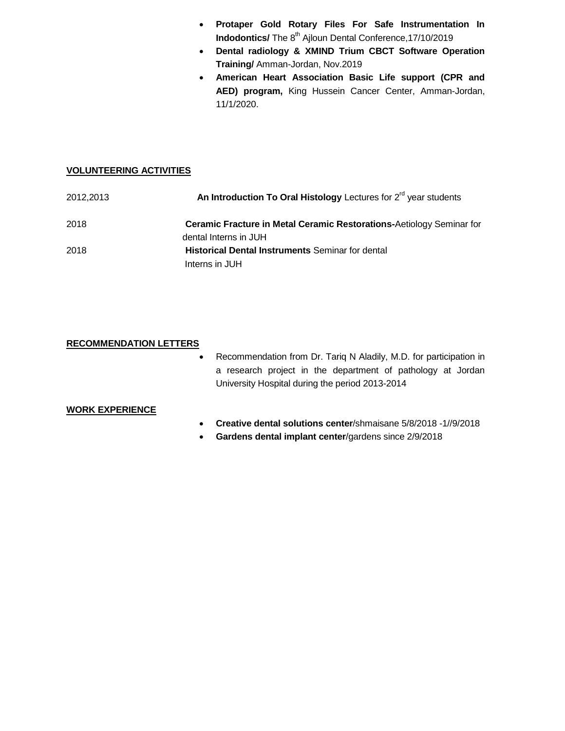- **Protaper Gold Rotary Files For Safe Instrumentation In Indodontics/** The 8th Ajloun Dental Conference,17/10/2019
- **Dental radiology & XMIND Trium CBCT Software Operation Training/** Amman-Jordan, Nov.2019
- **American Heart Association Basic Life support (CPR and AED) program,** King Hussein Cancer Center, Amman-Jordan, 11/1/2020.

**VOLUNTEERING ACTIVITIES**

| | |
|---|---|
| 2012,2013 | **An Introduction To Oral Histology** Lectures for 2rd year students |
| 2018 | **Ceramic Fracture in Metal Ceramic Restorations-**Aetiology Seminar for dental Interns in JUH |
| 2018 | **Historical Dental Instruments** Seminar for dental Interns in JUH |

**RECOMMENDATION LETTERS**

- Recommendation from Dr. Tariq N Aladily, M.D. for participation in a research project in the department of pathology at Jordan University Hospital during the period 2013-2014

**WORK EXPERIENCE**

- **Creative dental solutions center**/shmaisane 5/8/2018 -1//9/2018
- **Gardens dental implant center**/gardens since 2/9/2018